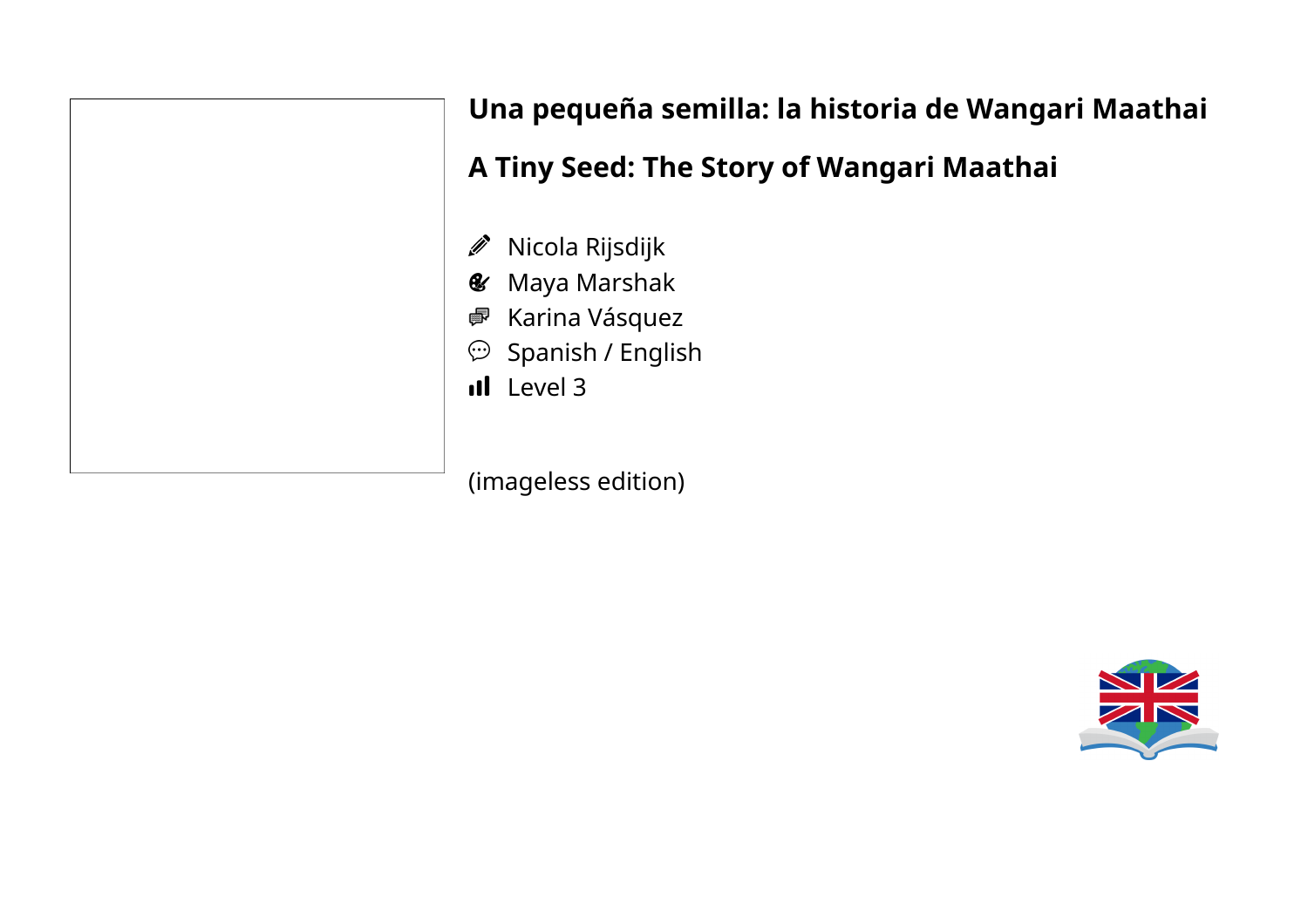# Una pequeña semilla: la historia de Wangari Maathai

# A Tiny Seed: The Story of Wangari Maathai

- Nicola Rijsdijk
- Maya Marshak
- Karina Vásquez
- Spanish / English
- Level 3

(imageless edition)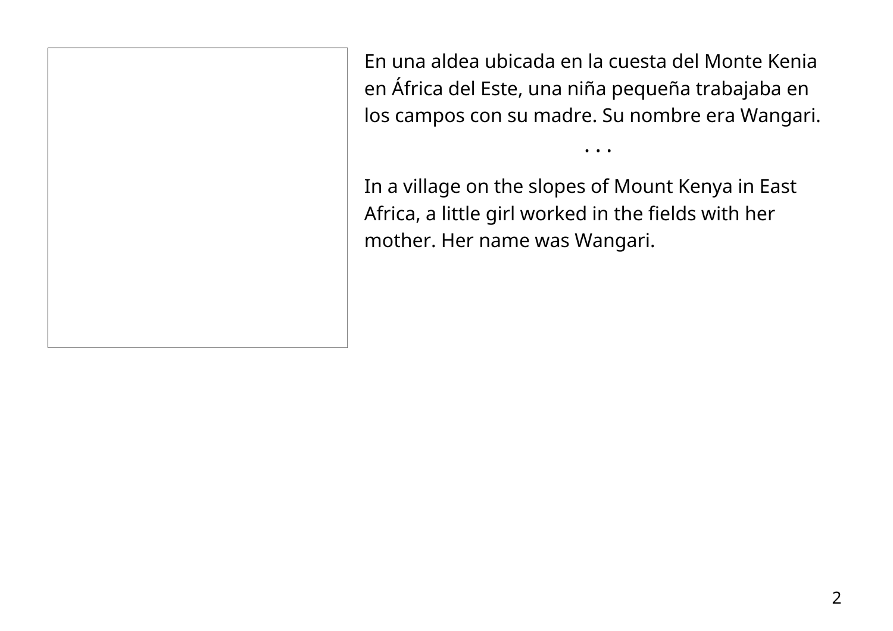En una aldea ubicada en la cuesta del Monte Kenia en África del Este, una niña pequeña trabajaba en los campos con su madre. Su nombre era Wangari.

. . .

In a village on the slopes of Mount Kenya in East Africa, a little girl worked in the fields with her mother. Her name was Wangari.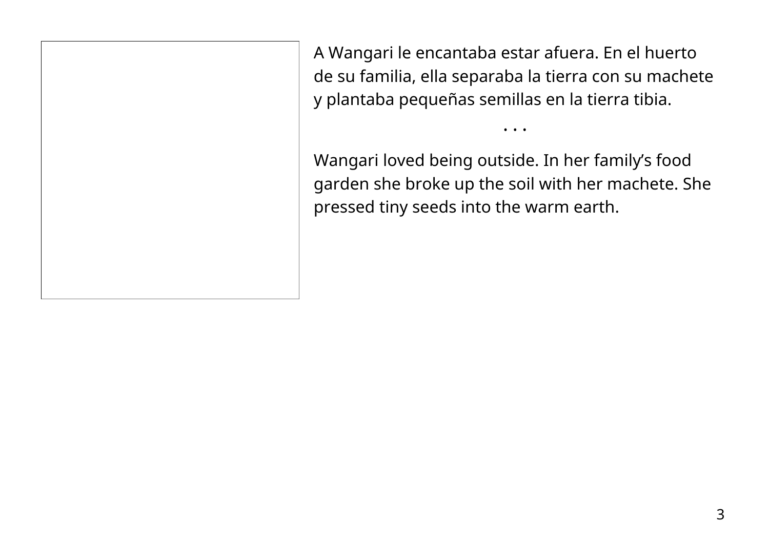A Wangari le encantaba estar afuera. En el huerto de su familia, ella separaba la tierra con su machete y plantaba pequeñas semillas en la tierra tibia.

. . .

Wangari loved being outside. In her family's food garden she broke up the soil with her machete. She pressed tiny seeds into the warm earth.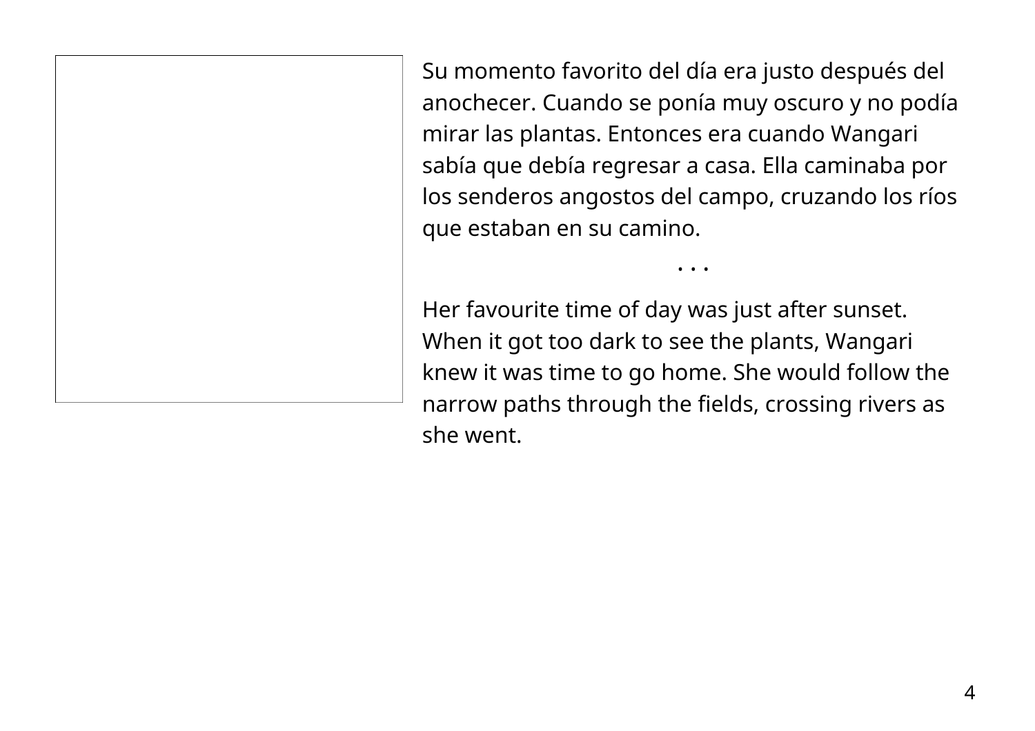Su momento favorito del día era justo después del anochecer. Cuando se ponía muy oscuro y no podía mirar las plantas. Entonces era cuando Wangari sabía que debía regresar a casa. Ella caminaba por los senderos angostos del campo, cruzando los ríos que estaban en su camino.

• • •

Her favourite time of day was just after sunset. When it got too dark to see the plants, Wangari knew it was time to go home. She would follow the narrow paths through the fields, crossing rivers as she went.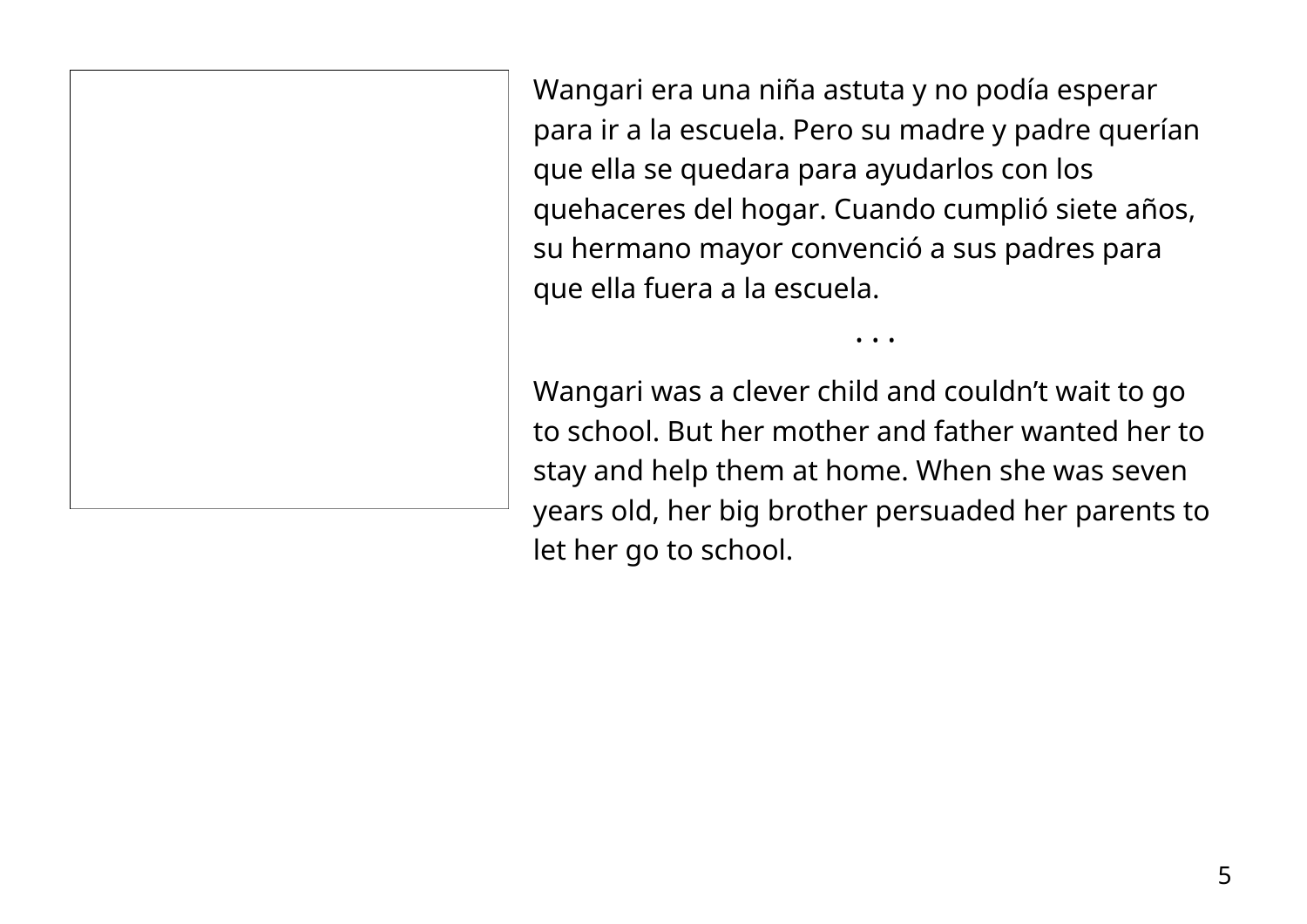Wangari era una niña astuta y no podía esperar para ir a la escuela. Pero su madre y padre querían que ella se quedara para ayudarlos con los quehaceres del hogar. Cuando cumplió siete años, su hermano mayor convenció a sus padres para que ella fuera a la escuela.

• • •

Wangari was a clever child and couldn't wait to go to school. But her mother and father wanted her to stay and help them at home. When she was seven years old, her big brother persuaded her parents to let her go to school.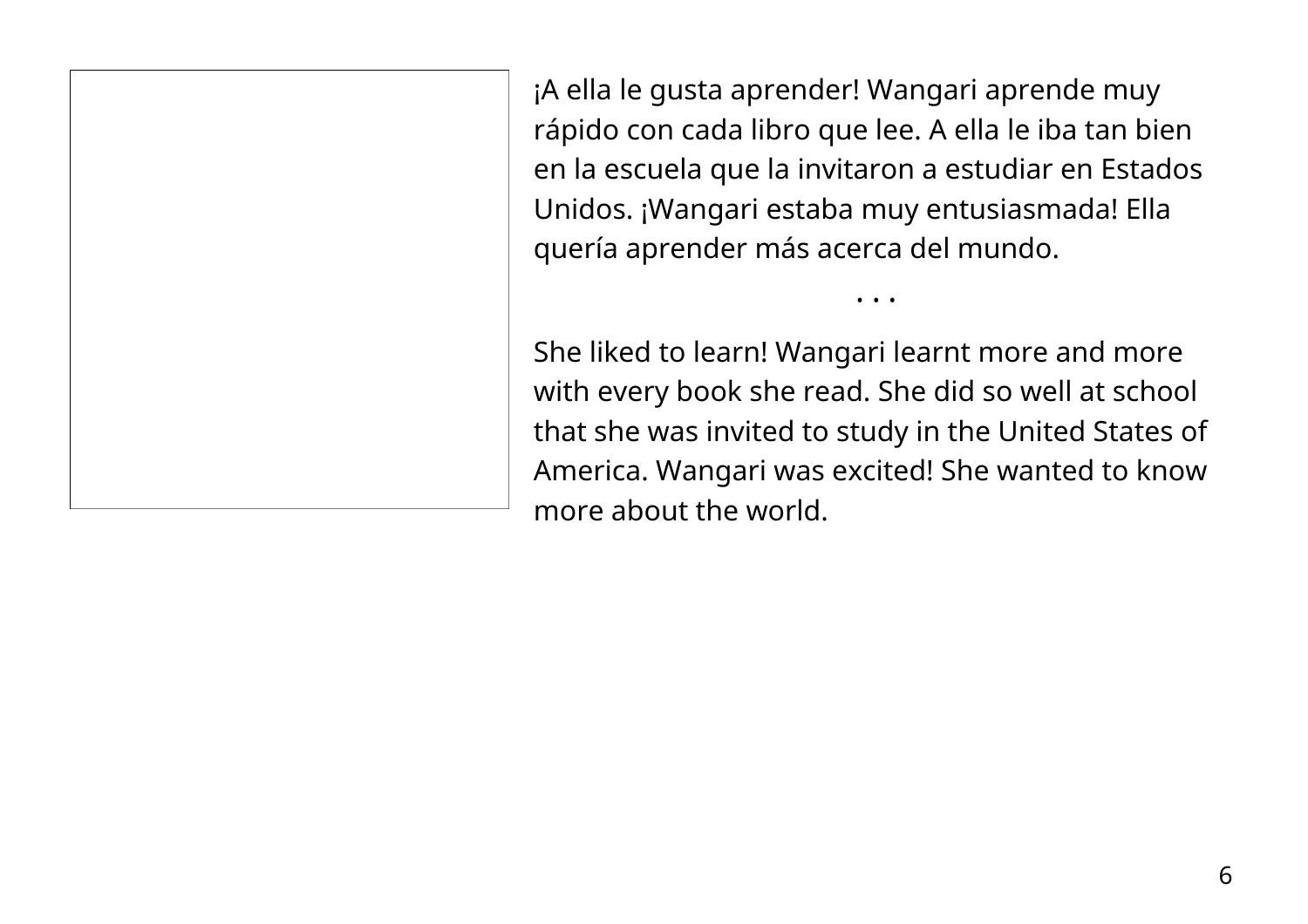¡A ella le gusta aprender! Wangari aprende muy rápido con cada libro que lee. A ella le iba tan bien en la escuela que la invitaron a estudiar en Estados Unidos. ¡Wangari estaba muy entusiasmada! Ella quería aprender más acerca del mundo.

. . .

She liked to learn! Wangari learnt more and more with every book she read. She did so well at school that she was invited to study in the United States of America. Wangari was excited! She wanted to know more about the world.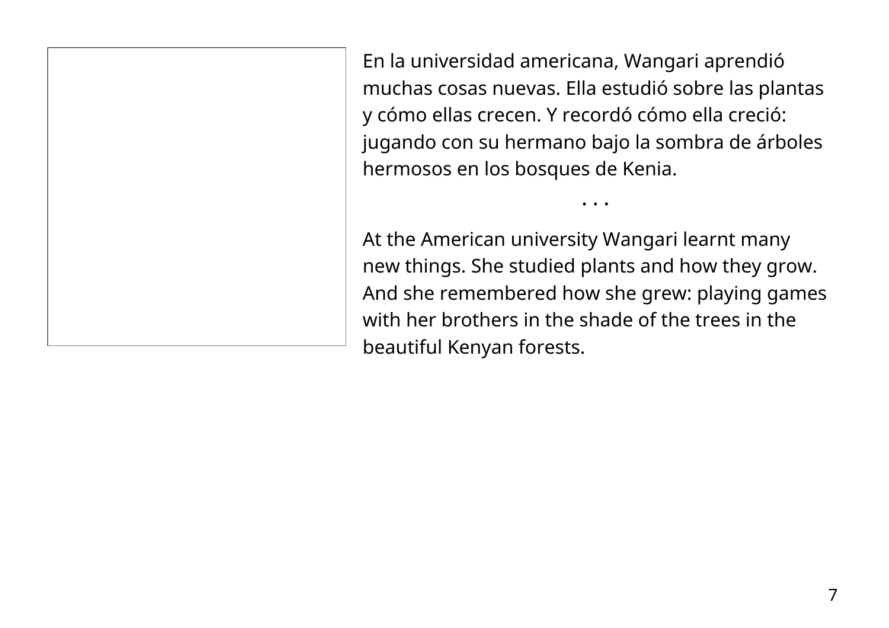En la universidad americana, Wangari aprendió muchas cosas nuevas. Ella estudió sobre las plantas y cómo ellas crecen. Y recordó cómo ella creció: jugando con su hermano bajo la sombra de árboles hermosos en los bosques de Kenia.

. . .

At the American university Wangari learnt many new things. She studied plants and how they grow. And she remembered how she grew: playing games with her brothers in the shade of the trees in the beautiful Kenyan forests.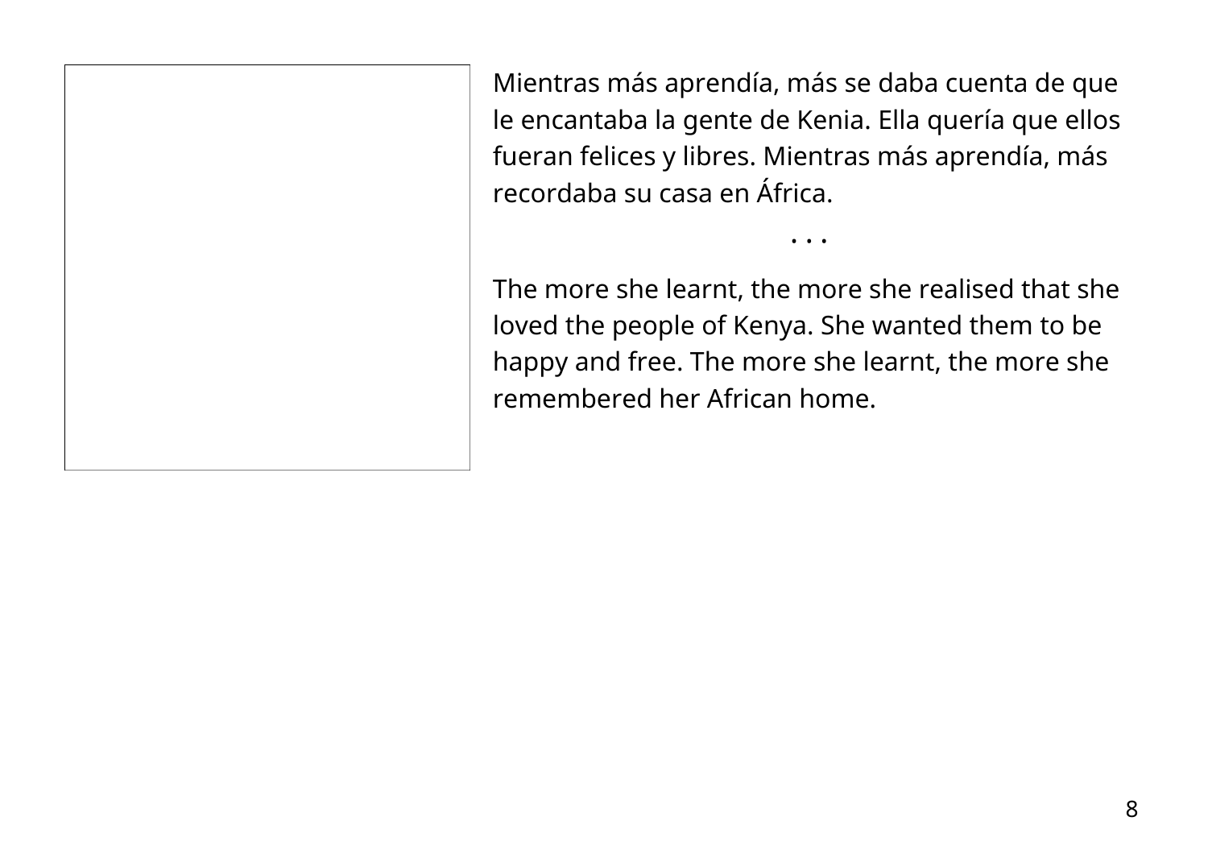Mientras más aprendía, más se daba cuenta de que le encantaba la gente de Kenia. Ella quería que ellos fueran felices y libres. Mientras más aprendía, más recordaba su casa en África.

• • •

The more she learnt, the more she realised that she loved the people of Kenya. She wanted them to be happy and free. The more she learnt, the more she remembered her African home.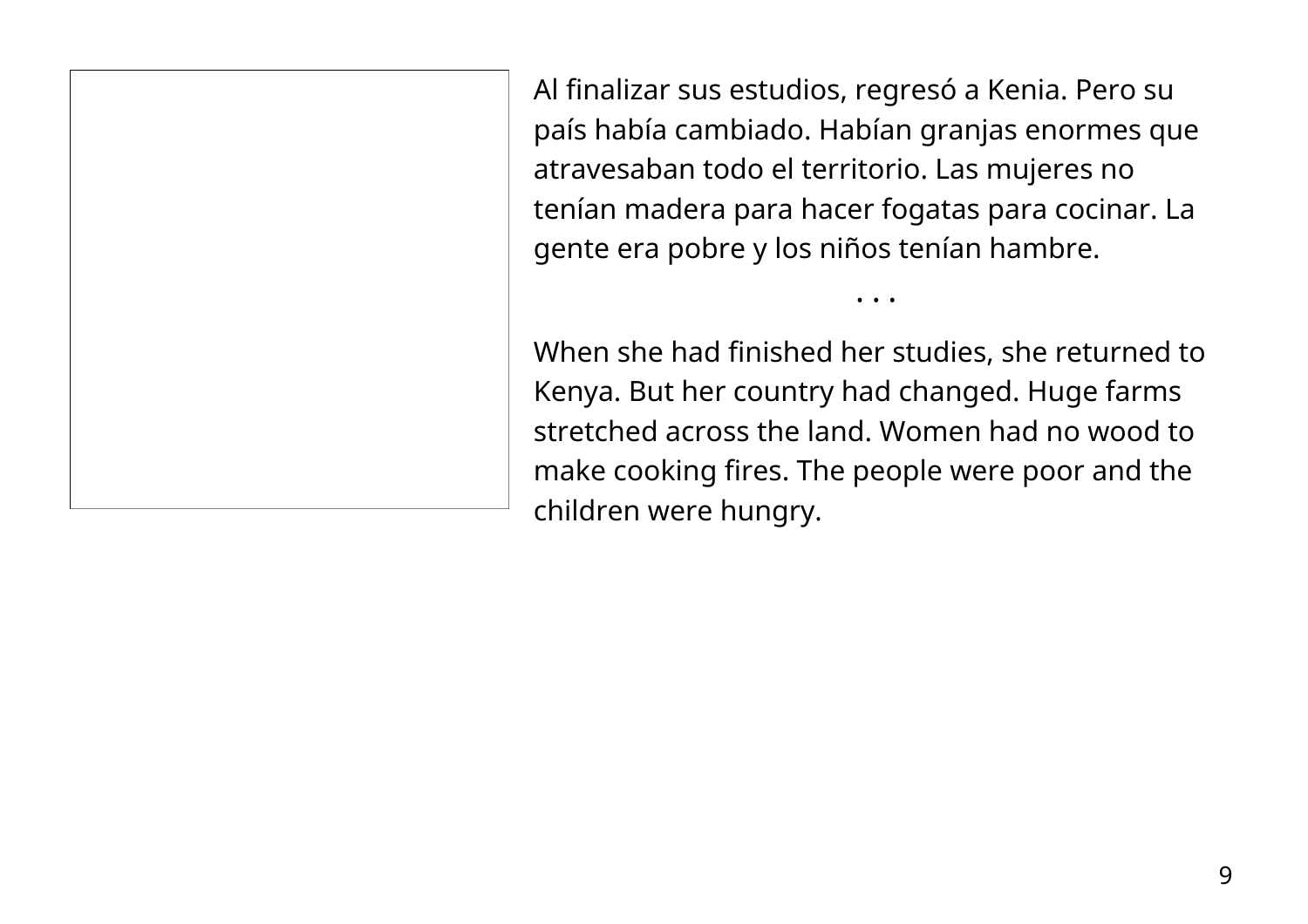Al finalizar sus estudios, regresó a Kenia. Pero su país había cambiado. Habían granjas enormes que atravesaban todo el territorio. Las mujeres no tenían madera para hacer fogatas para cocinar. La gente era pobre y los niños tenían hambre.

• • •

When she had finished her studies, she returned to Kenya. But her country had changed. Huge farms stretched across the land. Women had no wood to make cooking fires. The people were poor and the children were hungry.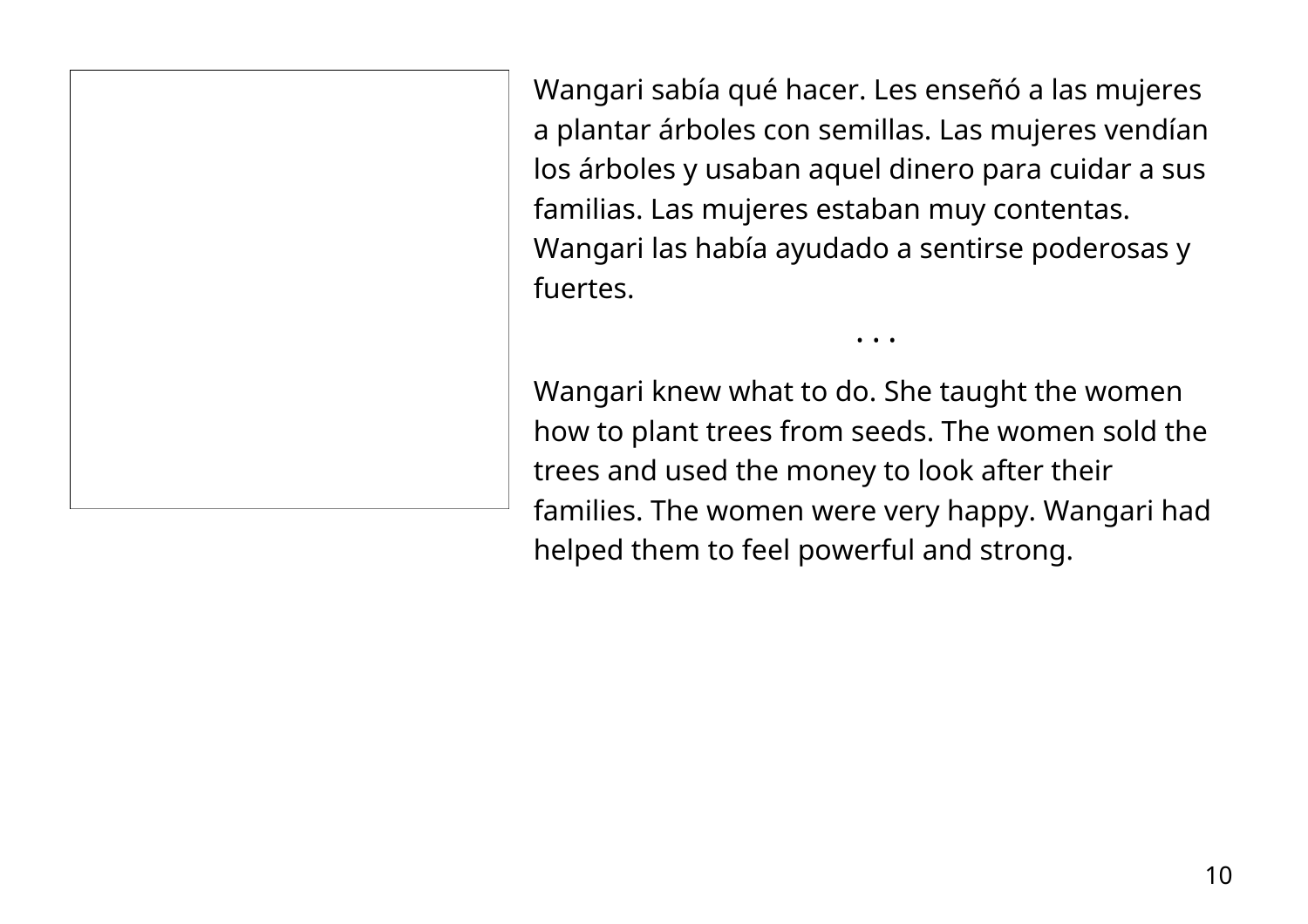Wangari sabía qué hacer. Les enseñó a las mujeres a plantar árboles con semillas. Las mujeres vendían los árboles y usaban aquel dinero para cuidar a sus familias. Las mujeres estaban muy contentas. Wangari las había ayudado a sentirse poderosas y fuertes.

• • •

Wangari knew what to do. She taught the women how to plant trees from seeds. The women sold the trees and used the money to look after their families. The women were very happy. Wangari had helped them to feel powerful and strong.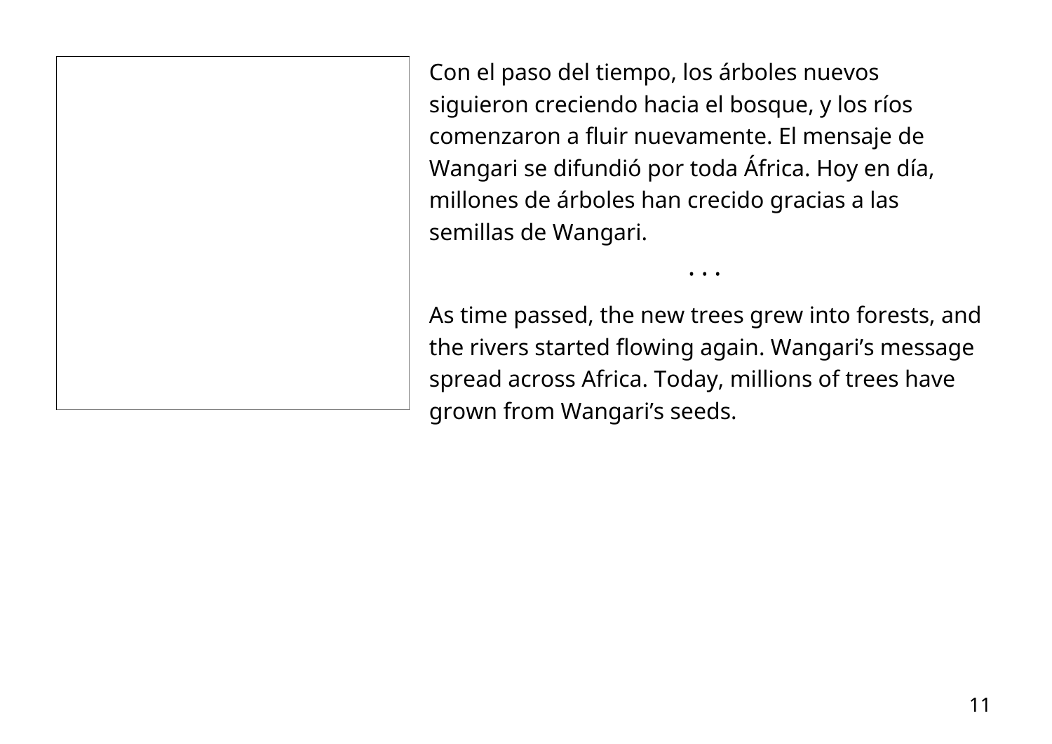Con el paso del tiempo, los árboles nuevos siguieron creciendo hacia el bosque, y los ríos comenzaron a fluir nuevamente. El mensaje de Wangari se difundió por toda África. Hoy en día, millones de árboles han crecido gracias a las semillas de Wangari.

. . .

As time passed, the new trees grew into forests, and the rivers started flowing again. Wangari's message spread across Africa. Today, millions of trees have grown from Wangari's seeds.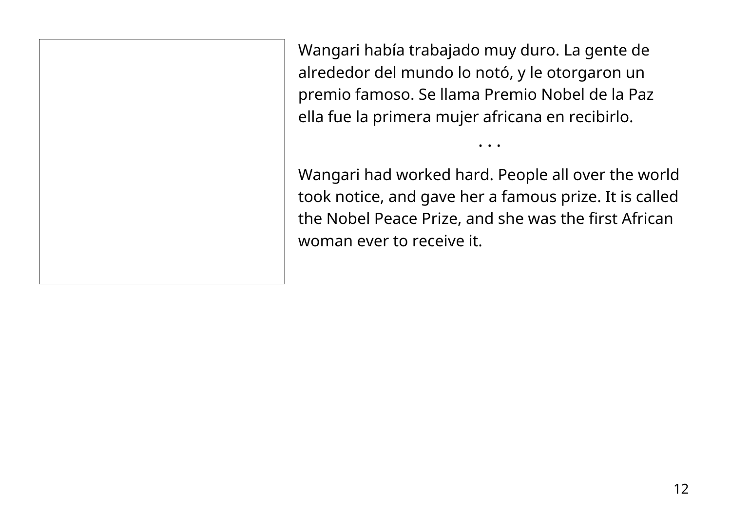Wangari había trabajado muy duro. La gente de alrededor del mundo lo notó, y le otorgaron un premio famoso. Se llama Premio Nobel de la Paz ella fue la primera mujer africana en recibirlo.

. . .

Wangari had worked hard. People all over the world took notice, and gave her a famous prize. It is called the Nobel Peace Prize, and she was the first African woman ever to receive it.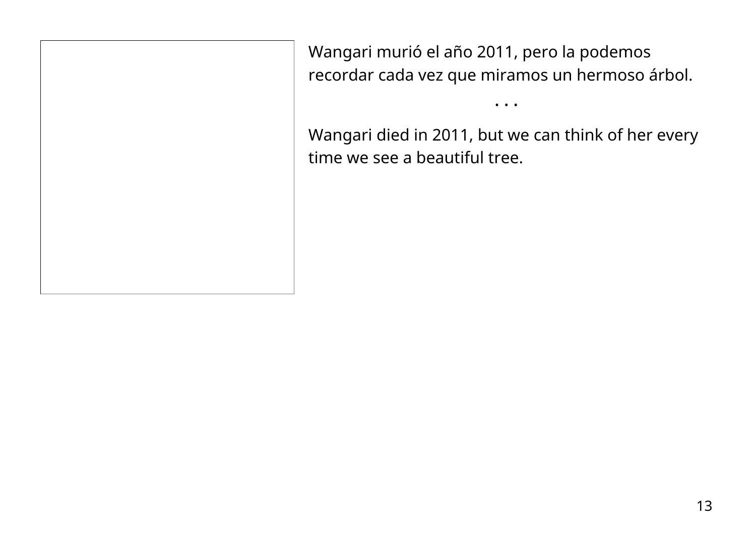Wangari murió el año 2011, pero la podemos recordar cada vez que miramos un hermoso árbol.

. . .

Wangari died in 2011, but we can think of her every time we see a beautiful tree.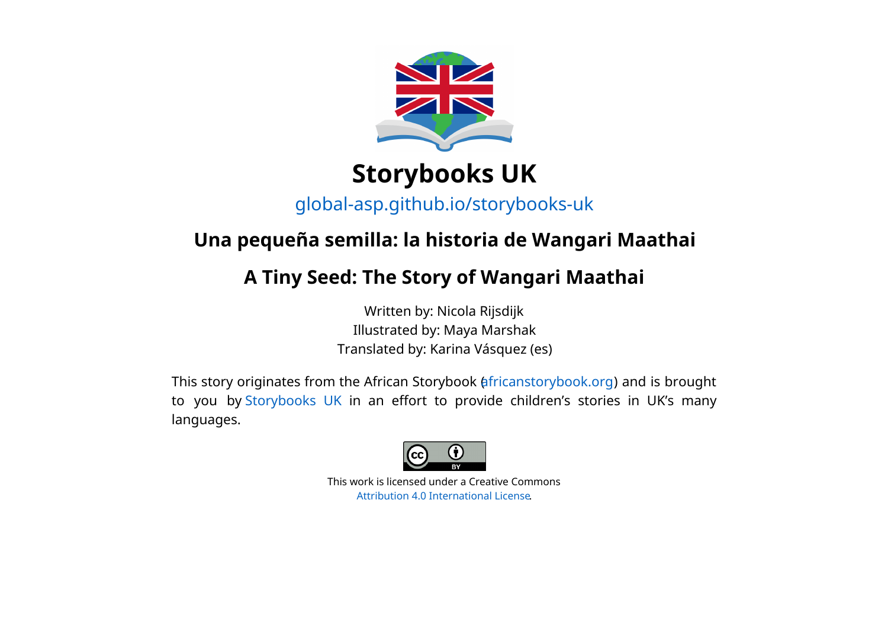# Storybooks UK

global-asp.github.io/storybooks-uk

## Una pequeña semilla: la historia de Wangari Maathai

## A Tiny Seed: The Story of Wangari Maathai

Written by: Nicola Rijsdijk
Illustrated by: Maya Marshak
Translated by: Karina Vásquez (es)

This story originates from the African Storybook (africanstorybook.org) and is brought to you by Storybooks UK in an effort to provide children's stories in UK's many languages.

This work is licensed under a Creative Commons Attribution 4.0 International License.